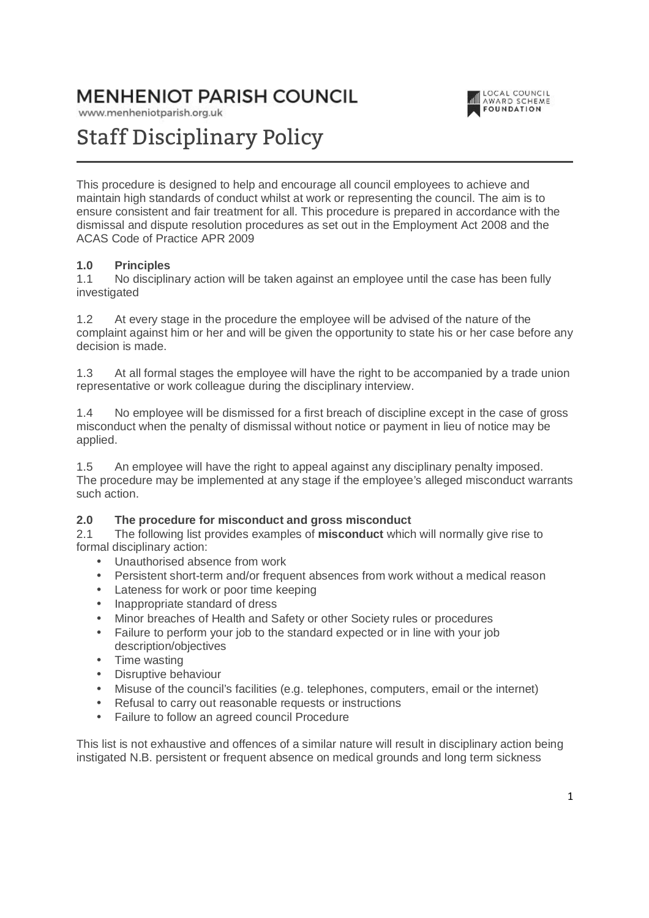# MENHENIOT PARISH COUNCIL

www.menheniotparish.org.uk

LOCAL COUNCIL AWARD SCHEME FOUNDATION

# Staff Disciplinary Policy

This procedure is designed to help and encourage all council employees to achieve and maintain high standards of conduct whilst at work or representing the council. The aim is to ensure consistent and fair treatment for all. This procedure is prepared in accordance with the dismissal and dispute resolution procedures as set out in the Employment Act 2008 and the ACAS Code of Practice APR 2009

**1.0 Principles**

1.1 No disciplinary action will be taken against an employee until the case has been fully investigated

1.2 At every stage in the procedure the employee will be advised of the nature of the complaint against him or her and will be given the opportunity to state his or her case before any decision is made.

1.3 At all formal stages the employee will have the right to be accompanied by a trade union representative or work colleague during the disciplinary interview.

1.4 No employee will be dismissed for a first breach of discipline except in the case of gross misconduct when the penalty of dismissal without notice or payment in lieu of notice may be applied.

1.5 An employee will have the right to appeal against any disciplinary penalty imposed. The procedure may be implemented at any stage if the employee's alleged misconduct warrants such action.

**2.0 The procedure for misconduct and gross misconduct**

2.1 The following list provides examples of **misconduct** which will normally give rise to formal disciplinary action:

- Unauthorised absence from work
- Persistent short-term and/or frequent absences from work without a medical reason
- Lateness for work or poor time keeping
- Inappropriate standard of dress
- Minor breaches of Health and Safety or other Society rules or procedures
- Failure to perform your job to the standard expected or in line with your job description/objectives
- Time wasting
- Disruptive behaviour
- Misuse of the council's facilities (e.g. telephones, computers, email or the internet)
- Refusal to carry out reasonable requests or instructions
- Failure to follow an agreed council Procedure

This list is not exhaustive and offences of a similar nature will result in disciplinary action being instigated N.B. persistent or frequent absence on medical grounds and long term sickness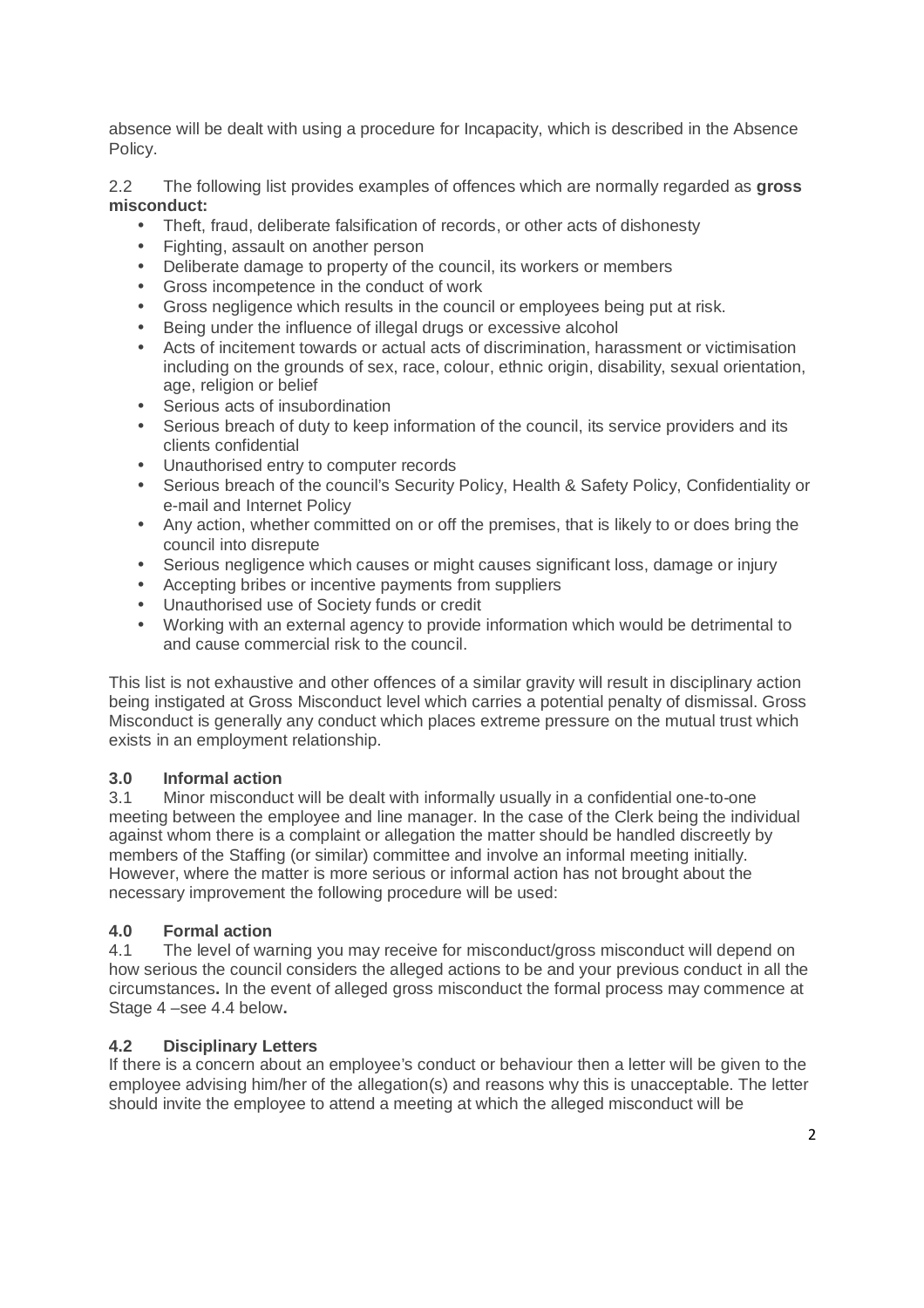absence will be dealt with using a procedure for Incapacity, which is described in the Absence Policy.

2.2 The following list provides examples of offences which are normally regarded as **gross misconduct:**

- Theft, fraud, deliberate falsification of records, or other acts of dishonesty
- Fighting, assault on another person
- Deliberate damage to property of the council, its workers or members
- Gross incompetence in the conduct of work
- Gross negligence which results in the council or employees being put at risk.
- Being under the influence of illegal drugs or excessive alcohol
- Acts of incitement towards or actual acts of discrimination, harassment or victimisation including on the grounds of sex, race, colour, ethnic origin, disability, sexual orientation, age, religion or belief
- Serious acts of insubordination
- Serious breach of duty to keep information of the council, its service providers and its clients confidential
- Unauthorised entry to computer records
- Serious breach of the council's Security Policy, Health & Safety Policy, Confidentiality or e-mail and Internet Policy
- Any action, whether committed on or off the premises, that is likely to or does bring the council into disrepute
- Serious negligence which causes or might causes significant loss, damage or injury
- Accepting bribes or incentive payments from suppliers
- Unauthorised use of Society funds or credit
- Working with an external agency to provide information which would be detrimental to and cause commercial risk to the council.

This list is not exhaustive and other offences of a similar gravity will result in disciplinary action being instigated at Gross Misconduct level which carries a potential penalty of dismissal. Gross Misconduct is generally any conduct which places extreme pressure on the mutual trust which exists in an employment relationship.

### 3.0 Informal action

3.1 Minor misconduct will be dealt with informally usually in a confidential one-to-one meeting between the employee and line manager. In the case of the Clerk being the individual against whom there is a complaint or allegation the matter should be handled discreetly by members of the Staffing (or similar) committee and involve an informal meeting initially. However, where the matter is more serious or informal action has not brought about the necessary improvement the following procedure will be used:

### 4.0 Formal action

4.1 The level of warning you may receive for misconduct/gross misconduct will depend on how serious the council considers the alleged actions to be and your previous conduct in all the circumstances**.** In the event of alleged gross misconduct the formal process may commence at Stage 4 –see 4.4 below**.**

### 4.2 Disciplinary Letters

If there is a concern about an employee's conduct or behaviour then a letter will be given to the employee advising him/her of the allegation(s) and reasons why this is unacceptable. The letter should invite the employee to attend a meeting at which the alleged misconduct will be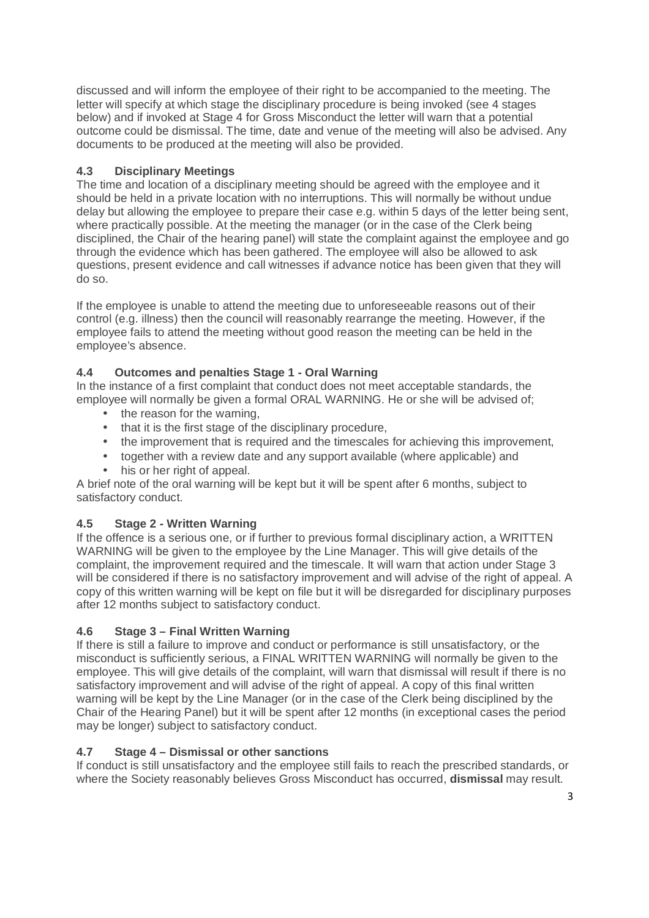discussed and will inform the employee of their right to be accompanied to the meeting. The letter will specify at which stage the disciplinary procedure is being invoked (see 4 stages below) and if invoked at Stage 4 for Gross Misconduct the letter will warn that a potential outcome could be dismissal. The time, date and venue of the meeting will also be advised. Any documents to be produced at the meeting will also be provided.

### 4.3 Disciplinary Meetings

The time and location of a disciplinary meeting should be agreed with the employee and it should be held in a private location with no interruptions. This will normally be without undue delay but allowing the employee to prepare their case e.g. within 5 days of the letter being sent, where practically possible. At the meeting the manager (or in the case of the Clerk being disciplined, the Chair of the hearing panel) will state the complaint against the employee and go through the evidence which has been gathered. The employee will also be allowed to ask questions, present evidence and call witnesses if advance notice has been given that they will do so.

If the employee is unable to attend the meeting due to unforeseeable reasons out of their control (e.g. illness) then the council will reasonably rearrange the meeting. However, if the employee fails to attend the meeting without good reason the meeting can be held in the employee's absence.

### 4.4 Outcomes and penalties Stage 1 - Oral Warning

In the instance of a first complaint that conduct does not meet acceptable standards, the employee will normally be given a formal ORAL WARNING. He or she will be advised of;

- the reason for the warning,
- that it is the first stage of the disciplinary procedure,
- the improvement that is required and the timescales for achieving this improvement,
- together with a review date and any support available (where applicable) and
- his or her right of appeal.

A brief note of the oral warning will be kept but it will be spent after 6 months, subject to satisfactory conduct.

### 4.5 Stage 2 - Written Warning

If the offence is a serious one, or if further to previous formal disciplinary action, a WRITTEN WARNING will be given to the employee by the Line Manager. This will give details of the complaint, the improvement required and the timescale. It will warn that action under Stage 3 will be considered if there is no satisfactory improvement and will advise of the right of appeal. A copy of this written warning will be kept on file but it will be disregarded for disciplinary purposes after 12 months subject to satisfactory conduct.

### 4.6 Stage 3 – Final Written Warning

If there is still a failure to improve and conduct or performance is still unsatisfactory, or the misconduct is sufficiently serious, a FINAL WRITTEN WARNING will normally be given to the employee. This will give details of the complaint, will warn that dismissal will result if there is no satisfactory improvement and will advise of the right of appeal. A copy of this final written warning will be kept by the Line Manager (or in the case of the Clerk being disciplined by the Chair of the Hearing Panel) but it will be spent after 12 months (in exceptional cases the period may be longer) subject to satisfactory conduct.

### 4.7 Stage 4 – Dismissal or other sanctions

If conduct is still unsatisfactory and the employee still fails to reach the prescribed standards, or where the Society reasonably believes Gross Misconduct has occurred, **dismissal** may result.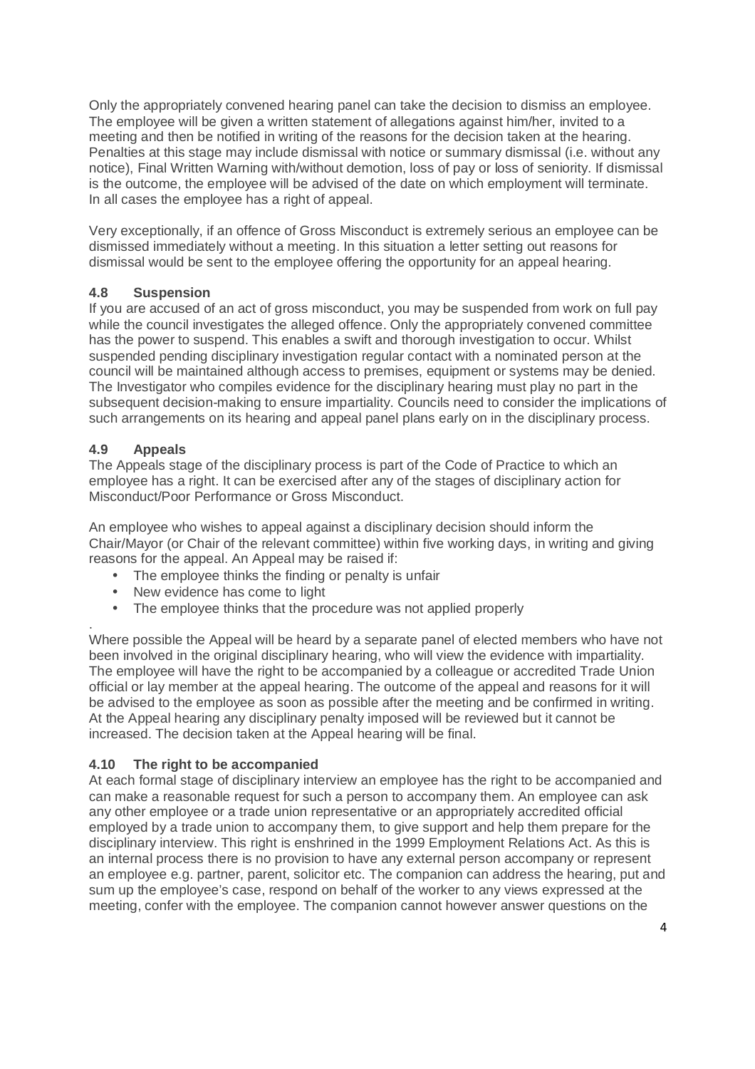Only the appropriately convened hearing panel can take the decision to dismiss an employee. The employee will be given a written statement of allegations against him/her, invited to a meeting and then be notified in writing of the reasons for the decision taken at the hearing. Penalties at this stage may include dismissal with notice or summary dismissal (i.e. without any notice), Final Written Warning with/without demotion, loss of pay or loss of seniority. If dismissal is the outcome, the employee will be advised of the date on which employment will terminate. In all cases the employee has a right of appeal.

Very exceptionally, if an offence of Gross Misconduct is extremely serious an employee can be dismissed immediately without a meeting. In this situation a letter setting out reasons for dismissal would be sent to the employee offering the opportunity for an appeal hearing.

### 4.8 Suspension

If you are accused of an act of gross misconduct, you may be suspended from work on full pay while the council investigates the alleged offence. Only the appropriately convened committee has the power to suspend. This enables a swift and thorough investigation to occur. Whilst suspended pending disciplinary investigation regular contact with a nominated person at the council will be maintained although access to premises, equipment or systems may be denied. The Investigator who compiles evidence for the disciplinary hearing must play no part in the subsequent decision-making to ensure impartiality. Councils need to consider the implications of such arrangements on its hearing and appeal panel plans early on in the disciplinary process.

### 4.9 Appeals

The Appeals stage of the disciplinary process is part of the Code of Practice to which an employee has a right. It can be exercised after any of the stages of disciplinary action for Misconduct/Poor Performance or Gross Misconduct.

An employee who wishes to appeal against a disciplinary decision should inform the Chair/Mayor (or Chair of the relevant committee) within five working days, in writing and giving reasons for the appeal. An Appeal may be raised if:

- The employee thinks the finding or penalty is unfair
- New evidence has come to light
- The employee thinks that the procedure was not applied properly

.
Where possible the Appeal will be heard by a separate panel of elected members who have not been involved in the original disciplinary hearing, who will view the evidence with impartiality. The employee will have the right to be accompanied by a colleague or accredited Trade Union official or lay member at the appeal hearing. The outcome of the appeal and reasons for it will be advised to the employee as soon as possible after the meeting and be confirmed in writing. At the Appeal hearing any disciplinary penalty imposed will be reviewed but it cannot be increased. The decision taken at the Appeal hearing will be final.

### 4.10 The right to be accompanied

At each formal stage of disciplinary interview an employee has the right to be accompanied and can make a reasonable request for such a person to accompany them. An employee can ask any other employee or a trade union representative or an appropriately accredited official employed by a trade union to accompany them, to give support and help them prepare for the disciplinary interview. This right is enshrined in the 1999 Employment Relations Act. As this is an internal process there is no provision to have any external person accompany or represent an employee e.g. partner, parent, solicitor etc. The companion can address the hearing, put and sum up the employee's case, respond on behalf of the worker to any views expressed at the meeting, confer with the employee. The companion cannot however answer questions on the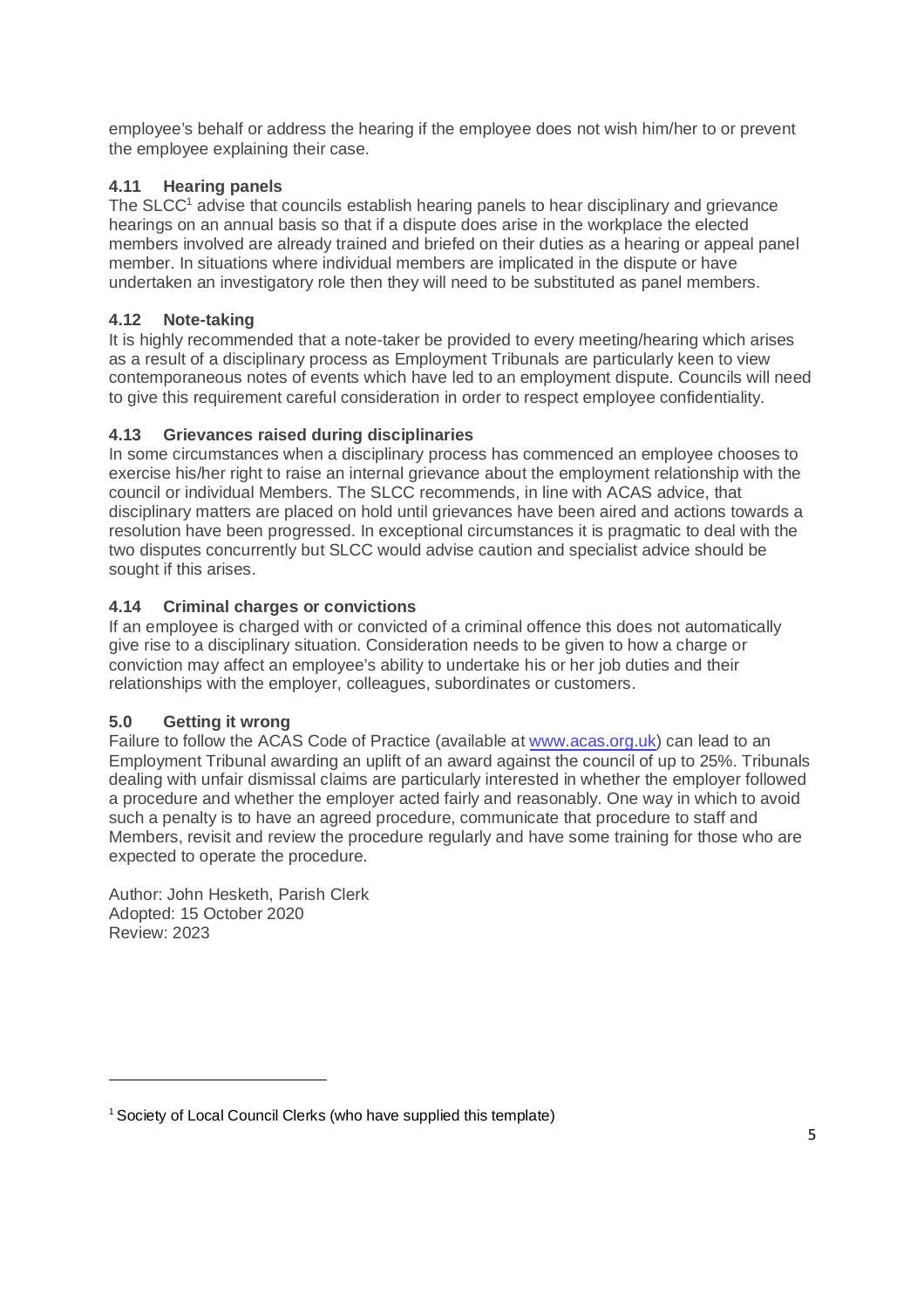employee's behalf or address the hearing if the employee does not wish him/her to or prevent the employee explaining their case.

### 4.11 Hearing panels

The SLCC[1] advise that councils establish hearing panels to hear disciplinary and grievance hearings on an annual basis so that if a dispute does arise in the workplace the elected members involved are already trained and briefed on their duties as a hearing or appeal panel member. In situations where individual members are implicated in the dispute or have undertaken an investigatory role then they will need to be substituted as panel members.

### 4.12 Note-taking

It is highly recommended that a note-taker be provided to every meeting/hearing which arises as a result of a disciplinary process as Employment Tribunals are particularly keen to view contemporaneous notes of events which have led to an employment dispute. Councils will need to give this requirement careful consideration in order to respect employee confidentiality.

### 4.13 Grievances raised during disciplinaries

In some circumstances when a disciplinary process has commenced an employee chooses to exercise his/her right to raise an internal grievance about the employment relationship with the council or individual Members. The SLCC recommends, in line with ACAS advice, that disciplinary matters are placed on hold until grievances have been aired and actions towards a resolution have been progressed. In exceptional circumstances it is pragmatic to deal with the two disputes concurrently but SLCC would advise caution and specialist advice should be sought if this arises.

### 4.14 Criminal charges or convictions

If an employee is charged with or convicted of a criminal offence this does not automatically give rise to a disciplinary situation. Consideration needs to be given to how a charge or conviction may affect an employee's ability to undertake his or her job duties and their relationships with the employer, colleagues, subordinates or customers.

## 5.0 Getting it wrong

Failure to follow the ACAS Code of Practice (available at www.acas.org.uk) can lead to an Employment Tribunal awarding an uplift of an award against the council of up to 25%. Tribunals dealing with unfair dismissal claims are particularly interested in whether the employer followed a procedure and whether the employer acted fairly and reasonably. One way in which to avoid such a penalty is to have an agreed procedure, communicate that procedure to staff and Members, revisit and review the procedure regularly and have some training for those who are expected to operate the procedure.

Author: John Hesketh, Parish Clerk
Adopted: 15 October 2020
Review: 2023

---

[1] Society of Local Council Clerks (who have supplied this template)